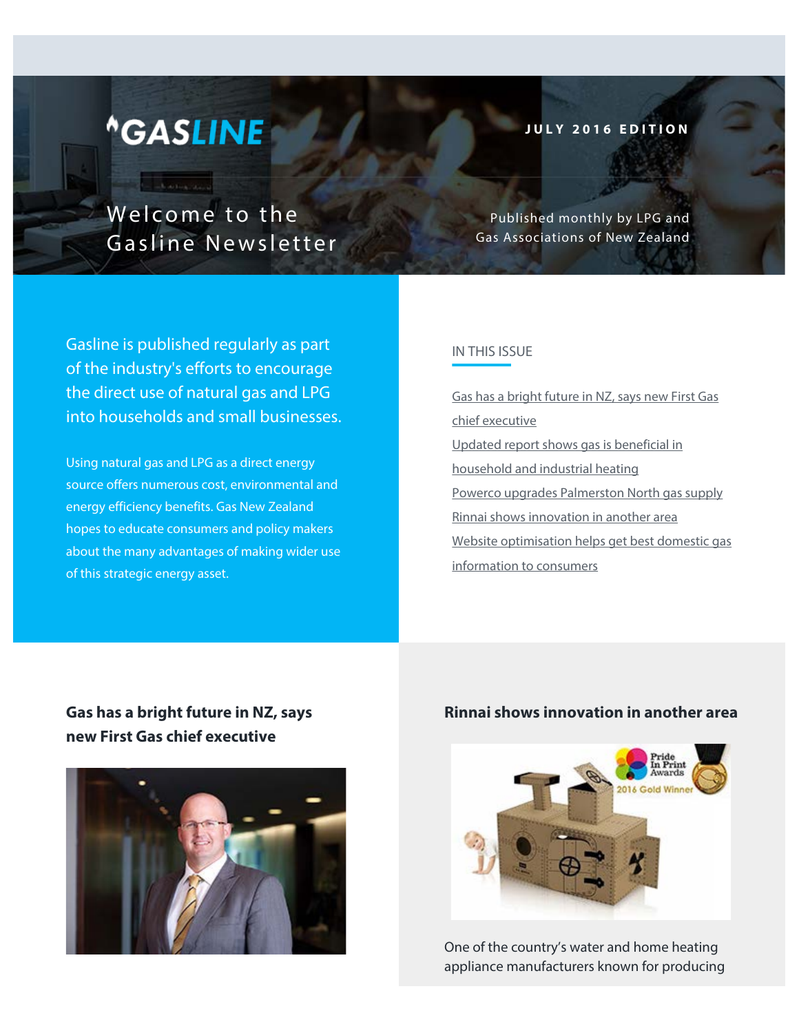# GASLINE

**JULY 2016 EDITION**

## Welcome to the Gasline Newsletter

Published monthly by LPG and Gas Associations of New Zealand

Gasline is published regularly as part of the industry's efforts to encourage the direct use of natural gas and LPG into households and small businesses.

Using natural gas and LPG as a direct energy source offers numerous cost, environmental and energy efficiency benefits. Gas New Zealand hopes to educate consumers and policy makers about the many advantages of making wider use of this strategic energy asset.

### IN THIS ISSUE

- Gas has a bright future in NZ, says new First Gas chief executive
- Updated report shows gas is beneficial in household and industrial heating
- Powerco upgrades Palmerston North gas supply
- Rinnai shows innovation in another area
- Website optimisation helps get best domestic gas information to consumers

## Gas has a bright future in NZ, says new First Gas chief executive

## Rinnai shows innovation in another area

One of the country's water and home heating appliance manufacturers known for producing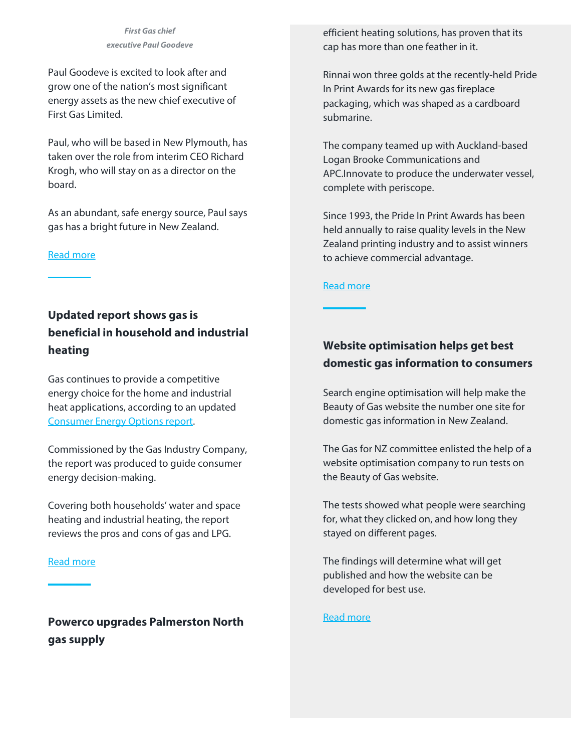*First Gas chief executive Paul Goodeve*

Paul Goodeve is excited to look after and grow one of the nation's most significant energy assets as the new chief executive of First Gas Limited.

Paul, who will be based in New Plymouth, has taken over the role from interim CEO Richard Krogh, who will stay on as a director on the board.

As an abundant, safe energy source, Paul says gas has a bright future in New Zealand.

[Read more]

## Updated report shows gas is beneficial in household and industrial heating

Gas continues to provide a competitive energy choice for the home and industrial heat applications, according to an updated [Consumer Energy Options report].

Commissioned by the Gas Industry Company, the report was produced to guide consumer energy decision-making.

Covering both households' water and space heating and industrial heating, the report reviews the pros and cons of gas and LPG.

[Read more]

## Powerco upgrades Palmerston North gas supply

efficient heating solutions, has proven that its cap has more than one feather in it.

Rinnai won three golds at the recently-held Pride In Print Awards for its new gas fireplace packaging, which was shaped as a cardboard submarine.

The company teamed up with Auckland-based Logan Brooke Communications and APC.Innovate to produce the underwater vessel, complete with periscope.

Since 1993, the Pride In Print Awards has been held annually to raise quality levels in the New Zealand printing industry and to assist winners to achieve commercial advantage.

[Read more]

## Website optimisation helps get best domestic gas information to consumers

Search engine optimisation will help make the Beauty of Gas website the number one site for domestic gas information in New Zealand.

The Gas for NZ committee enlisted the help of a website optimisation company to run tests on the Beauty of Gas website.

The tests showed what people were searching for, what they clicked on, and how long they stayed on different pages.

The findings will determine what will get published and how the website can be developed for best use.

[Read more]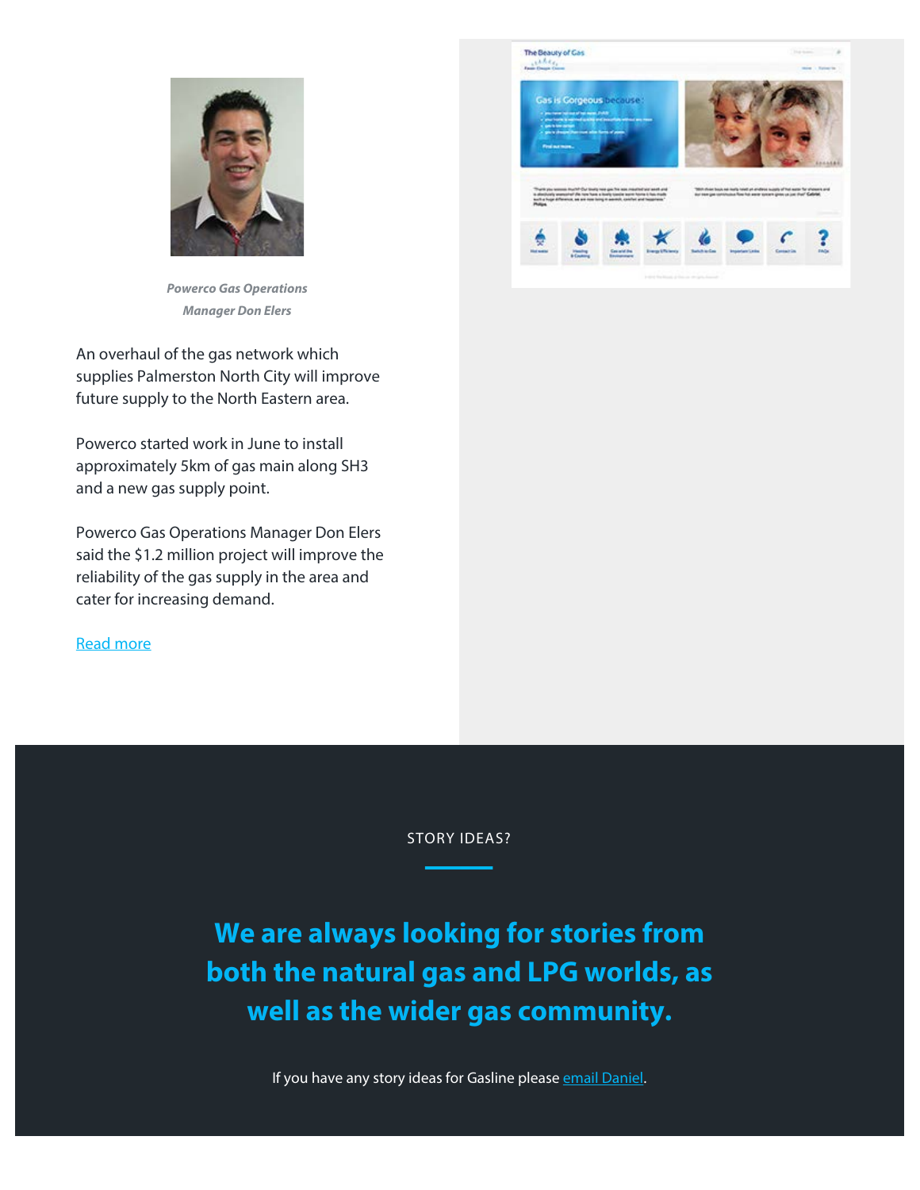*Powerco Gas Operations Manager Don Elers*

An overhaul of the gas network which supplies Palmerston North City will improve future supply to the North Eastern area.

Powerco started work in June to install approximately 5km of gas main along SH3 and a new gas supply point.

Powerco Gas Operations Manager Don Elers said the $1.2 million project will improve the reliability of the gas supply in the area and cater for increasing demand.

Read more

STORY IDEAS?

## We are always looking for stories from both the natural gas and LPG worlds, as well as the wider gas community.

If you have any story ideas for Gasline please email Daniel.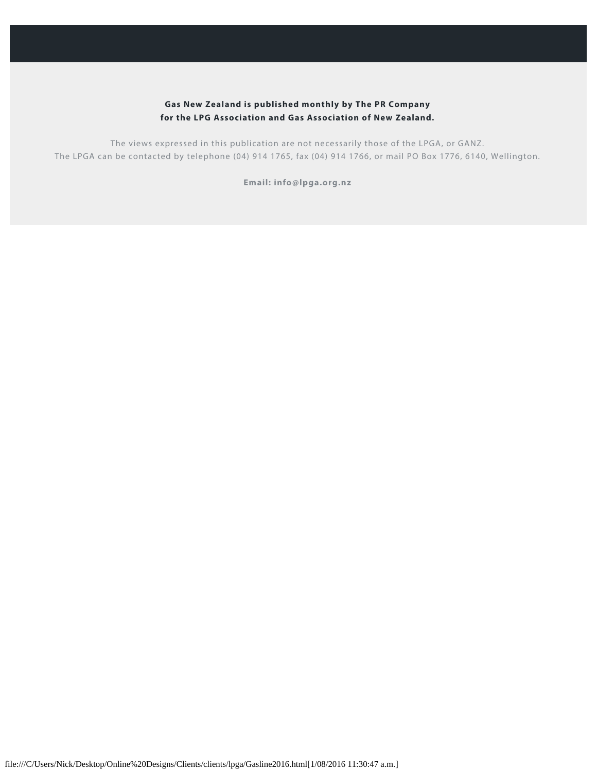**Gas New Zealand is published monthly by The PR Company for the LPG Association and Gas Association of New Zealand.**

The views expressed in this publication are not necessarily those of the LPGA, or GANZ.
The LPGA can be contacted by telephone (04) 914 1765, fax (04) 914 1766, or mail PO Box 1776, 6140, Wellington.

**Email: info@lpga.org.nz**